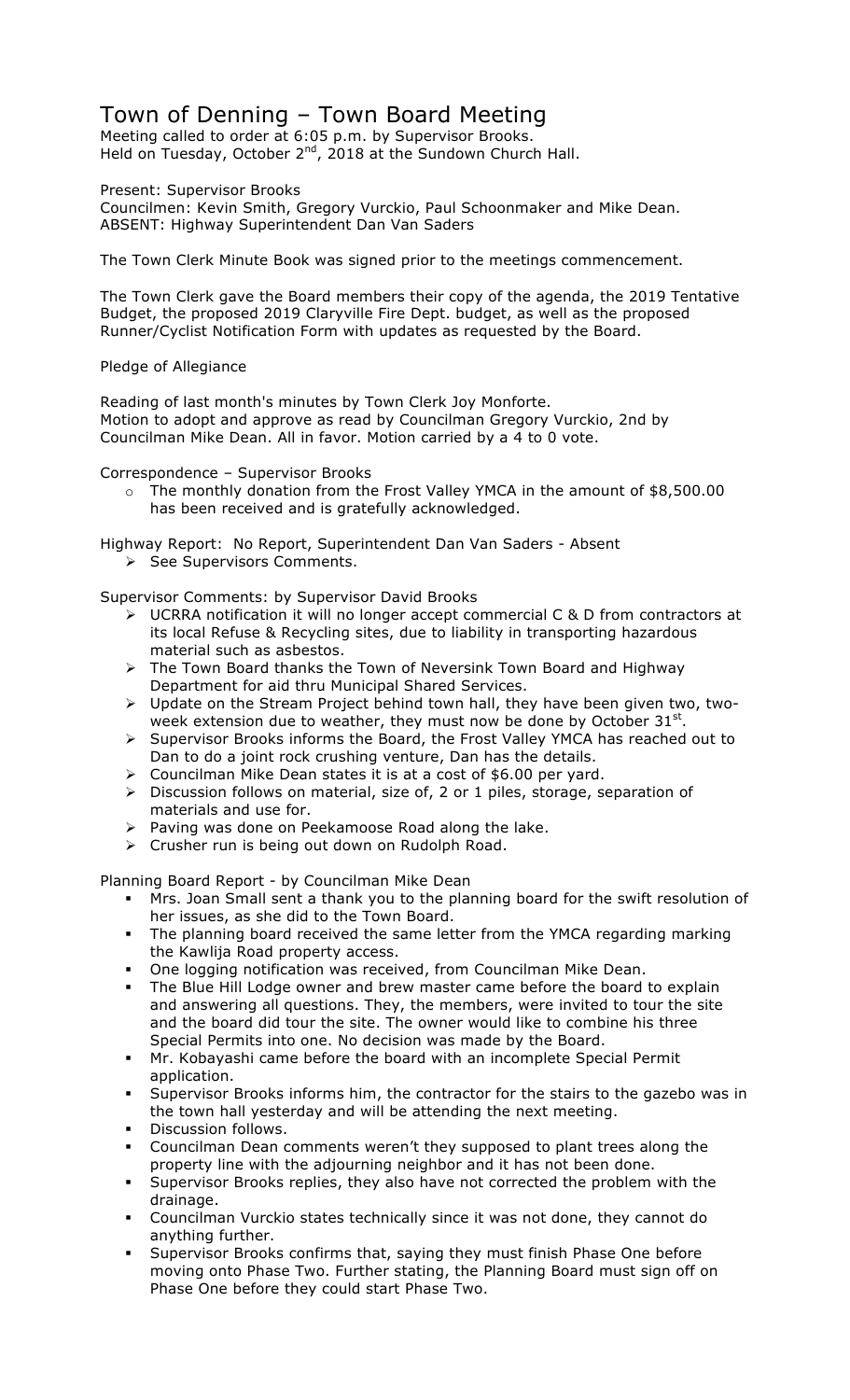# Town of Denning – Town Board Meeting

Meeting called to order at 6:05 p.m. by Supervisor Brooks.
Held on Tuesday, October 2nd, 2018 at the Sundown Church Hall.

Present: Supervisor Brooks
Councilmen: Kevin Smith, Gregory Vurckio, Paul Schoonmaker and Mike Dean.
ABSENT: Highway Superintendent Dan Van Saders

The Town Clerk Minute Book was signed prior to the meetings commencement.

The Town Clerk gave the Board members their copy of the agenda, the 2019 Tentative Budget, the proposed 2019 Claryville Fire Dept. budget, as well as the proposed Runner/Cyclist Notification Form with updates as requested by the Board.

Pledge of Allegiance

Reading of last month's minutes by Town Clerk Joy Monforte.
Motion to adopt and approve as read by Councilman Gregory Vurckio, 2nd by Councilman Mike Dean. All in favor. Motion carried by a 4 to 0 vote.

Correspondence – Supervisor Brooks

- The monthly donation from the Frost Valley YMCA in the amount of $8,500.00 has been received and is gratefully acknowledged.

Highway Report: No Report, Superintendent Dan Van Saders - Absent

- See Supervisors Comments.

Supervisor Comments: by Supervisor David Brooks

- UCRRA notification it will no longer accept commercial C & D from contractors at its local Refuse & Recycling sites, due to liability in transporting hazardous material such as asbestos.
- The Town Board thanks the Town of Neversink Town Board and Highway Department for aid thru Municipal Shared Services.
- Update on the Stream Project behind town hall, they have been given two, two-week extension due to weather, they must now be done by October 31st.
- Supervisor Brooks informs the Board, the Frost Valley YMCA has reached out to Dan to do a joint rock crushing venture, Dan has the details.
- Councilman Mike Dean states it is at a cost of $6.00 per yard.
- Discussion follows on material, size of, 2 or 1 piles, storage, separation of materials and use for.
- Paving was done on Peekamoose Road along the lake.
- Crusher run is being out down on Rudolph Road.

Planning Board Report - by Councilman Mike Dean

- Mrs. Joan Small sent a thank you to the planning board for the swift resolution of her issues, as she did to the Town Board.
- The planning board received the same letter from the YMCA regarding marking the Kawlija Road property access.
- One logging notification was received, from Councilman Mike Dean.
- The Blue Hill Lodge owner and brew master came before the board to explain and answering all questions. They, the members, were invited to tour the site and the board did tour the site. The owner would like to combine his three Special Permits into one. No decision was made by the Board.
- Mr. Kobayashi came before the board with an incomplete Special Permit application.
- Supervisor Brooks informs him, the contractor for the stairs to the gazebo was in the town hall yesterday and will be attending the next meeting.
- Discussion follows.
- Councilman Dean comments weren't they supposed to plant trees along the property line with the adjourning neighbor and it has not been done.
- Supervisor Brooks replies, they also have not corrected the problem with the drainage.
- Councilman Vurckio states technically since it was not done, they cannot do anything further.
- Supervisor Brooks confirms that, saying they must finish Phase One before moving onto Phase Two. Further stating, the Planning Board must sign off on Phase One before they could start Phase Two.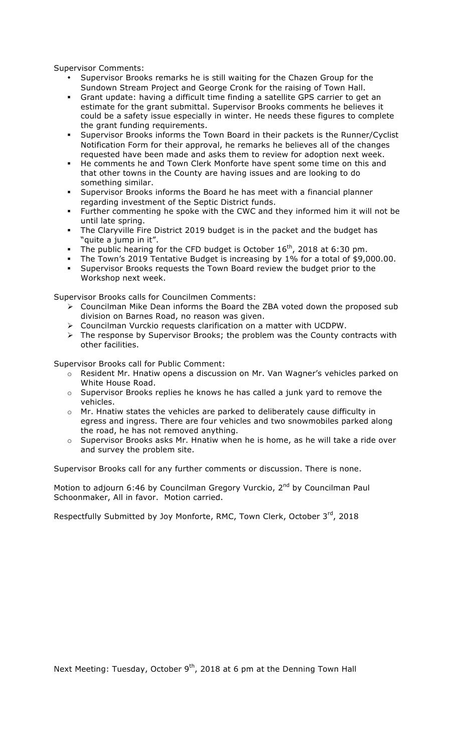Supervisor Comments:

- Supervisor Brooks remarks he is still waiting for the Chazen Group for the Sundown Stream Project and George Cronk for the raising of Town Hall.
- Grant update: having a difficult time finding a satellite GPS carrier to get an estimate for the grant submittal. Supervisor Brooks comments he believes it could be a safety issue especially in winter. He needs these figures to complete the grant funding requirements.
- Supervisor Brooks informs the Town Board in their packets is the Runner/Cyclist Notification Form for their approval, he remarks he believes all of the changes requested have been made and asks them to review for adoption next week.
- He comments he and Town Clerk Monforte have spent some time on this and that other towns in the County are having issues and are looking to do something similar.
- Supervisor Brooks informs the Board he has meet with a financial planner regarding investment of the Septic District funds.
- Further commenting he spoke with the CWC and they informed him it will not be until late spring.
- The Claryville Fire District 2019 budget is in the packet and the budget has "quite a jump in it".
- The public hearing for the CFD budget is October 16th, 2018 at 6:30 pm.
- The Town's 2019 Tentative Budget is increasing by 1% for a total of $9,000.00.
- Supervisor Brooks requests the Town Board review the budget prior to the Workshop next week.

Supervisor Brooks calls for Councilmen Comments:

- Councilman Mike Dean informs the Board the ZBA voted down the proposed sub division on Barnes Road, no reason was given.
- Councilman Vurckio requests clarification on a matter with UCDPW.
- The response by Supervisor Brooks; the problem was the County contracts with other facilities.

Supervisor Brooks call for Public Comment:

- Resident Mr. Hnatiw opens a discussion on Mr. Van Wagner's vehicles parked on White House Road.
- Supervisor Brooks replies he knows he has called a junk yard to remove the vehicles.
- Mr. Hnatiw states the vehicles are parked to deliberately cause difficulty in egress and ingress. There are four vehicles and two snowmobiles parked along the road, he has not removed anything.
- Supervisor Brooks asks Mr. Hnatiw when he is home, as he will take a ride over and survey the problem site.

Supervisor Brooks call for any further comments or discussion. There is none.

Motion to adjourn 6:46 by Councilman Gregory Vurckio, 2nd by Councilman Paul Schoonmaker, All in favor. Motion carried.

Respectfully Submitted by Joy Monforte, RMC, Town Clerk, October 3rd, 2018

Next Meeting: Tuesday, October 9th, 2018 at 6 pm at the Denning Town Hall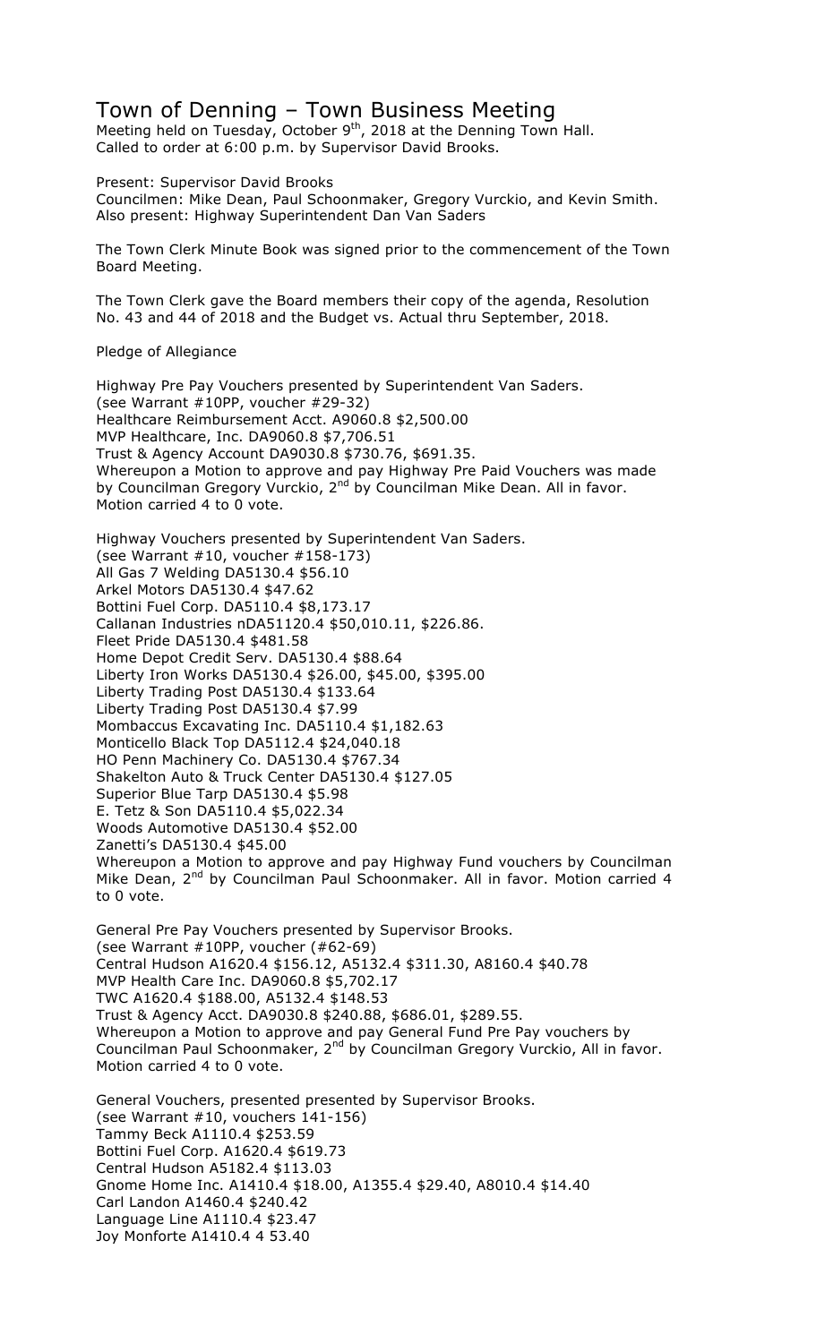# Town of Denning – Town Business Meeting

Meeting held on Tuesday, October 9th, 2018 at the Denning Town Hall.
Called to order at 6:00 p.m. by Supervisor David Brooks.

Present: Supervisor David Brooks
Councilmen: Mike Dean, Paul Schoonmaker, Gregory Vurckio, and Kevin Smith.
Also present: Highway Superintendent Dan Van Saders

The Town Clerk Minute Book was signed prior to the commencement of the Town Board Meeting.

The Town Clerk gave the Board members their copy of the agenda, Resolution No. 43 and 44 of 2018 and the Budget vs. Actual thru September, 2018.

Pledge of Allegiance

Highway Pre Pay Vouchers presented by Superintendent Van Saders.
(see Warrant #10PP, voucher #29-32)
Healthcare Reimbursement Acct. A9060.8 $2,500.00
MVP Healthcare, Inc. DA9060.8 $7,706.51
Trust & Agency Account DA9030.8 $730.76, $691.35.
Whereupon a Motion to approve and pay Highway Pre Paid Vouchers was made by Councilman Gregory Vurckio, 2nd by Councilman Mike Dean. All in favor. Motion carried 4 to 0 vote.

Highway Vouchers presented by Superintendent Van Saders.
(see Warrant #10, voucher #158-173)
All Gas 7 Welding DA5130.4 $56.10
Arkel Motors DA5130.4 $47.62
Bottini Fuel Corp. DA5110.4 $8,173.17
Callanan Industries nDA51120.4 $50,010.11, $226.86.
Fleet Pride DA5130.4 $481.58
Home Depot Credit Serv. DA5130.4 $88.64
Liberty Iron Works DA5130.4 $26.00, $45.00, $395.00
Liberty Trading Post DA5130.4 $133.64
Liberty Trading Post DA5130.4 $7.99
Mombaccus Excavating Inc. DA5110.4 $1,182.63
Monticello Black Top DA5112.4 $24,040.18
HO Penn Machinery Co. DA5130.4 $767.34
Shakelton Auto & Truck Center DA5130.4 $127.05
Superior Blue Tarp DA5130.4 $5.98
E. Tetz & Son DA5110.4 $5,022.34
Woods Automotive DA5130.4 $52.00
Zanetti's DA5130.4 $45.00
Whereupon a Motion to approve and pay Highway Fund vouchers by Councilman Mike Dean, 2nd by Councilman Paul Schoonmaker. All in favor. Motion carried 4 to 0 vote.

General Pre Pay Vouchers presented by Supervisor Brooks.
(see Warrant #10PP, voucher (#62-69)
Central Hudson A1620.4 $156.12, A5132.4 $311.30, A8160.4 $40.78
MVP Health Care Inc. DA9060.8 $5,702.17
TWC A1620.4 $188.00, A5132.4 $148.53
Trust & Agency Acct. DA9030.8 $240.88, $686.01, $289.55.
Whereupon a Motion to approve and pay General Fund Pre Pay vouchers by Councilman Paul Schoonmaker, 2nd by Councilman Gregory Vurckio, All in favor. Motion carried 4 to 0 vote.

General Vouchers, presented presented by Supervisor Brooks.
(see Warrant #10, vouchers 141-156)
Tammy Beck A1110.4 $253.59
Bottini Fuel Corp. A1620.4 $619.73
Central Hudson A5182.4 $113.03
Gnome Home Inc. A1410.4 $18.00, A1355.4 $29.40, A8010.4 $14.40
Carl Landon A1460.4 $240.42
Language Line A1110.4 $23.47
Joy Monforte A1410.4 4 53.40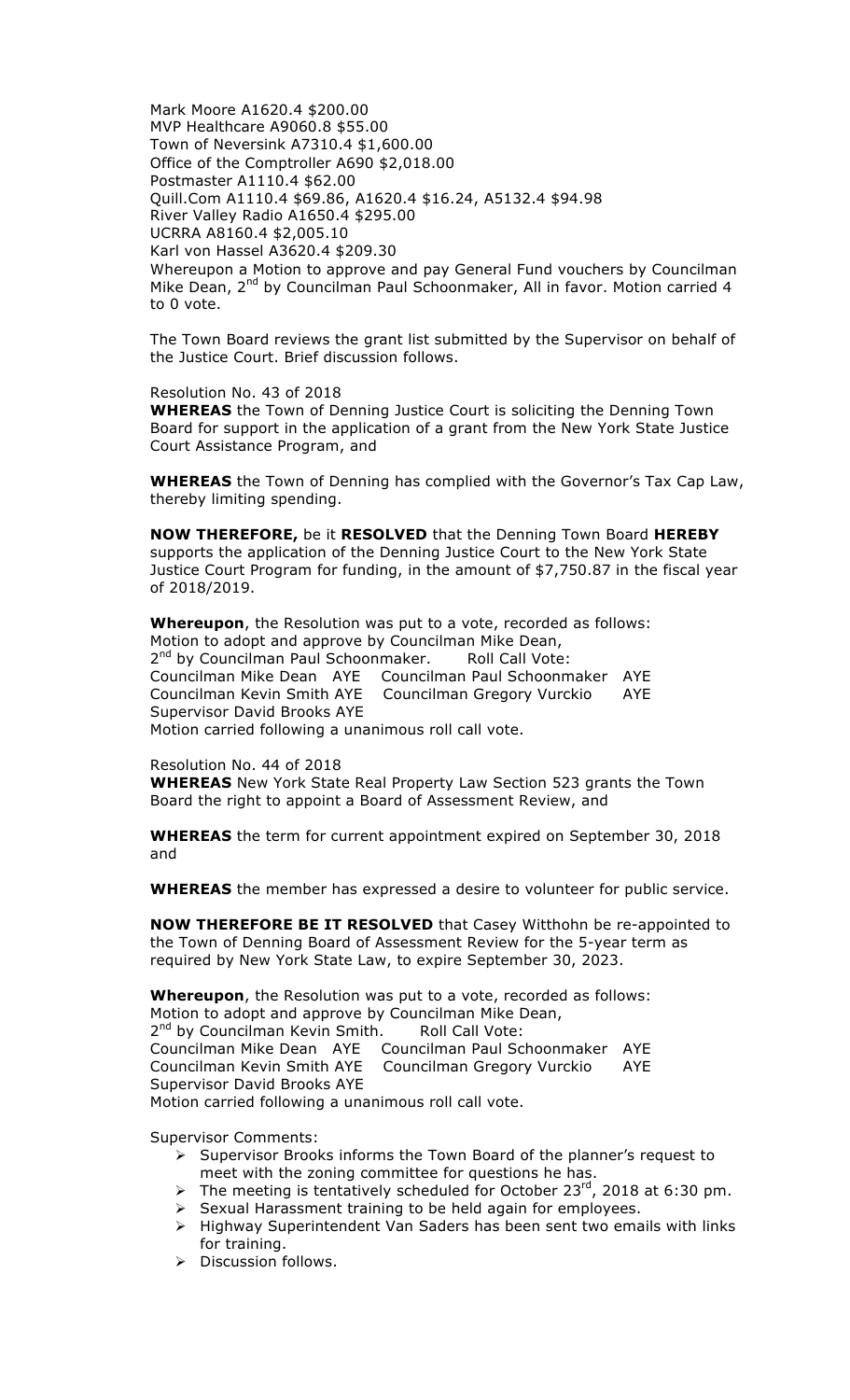Mark Moore A1620.4 $200.00
MVP Healthcare A9060.8 $55.00
Town of Neversink A7310.4 $1,600.00
Office of the Comptroller A690 $2,018.00
Postmaster A1110.4 $62.00
Quill.Com A1110.4 $69.86, A1620.4 $16.24, A5132.4 $94.98
River Valley Radio A1650.4 $295.00
UCRRA A8160.4 $2,005.10
Karl von Hassel A3620.4 $209.30
Whereupon a Motion to approve and pay General Fund vouchers by Councilman Mike Dean, 2nd by Councilman Paul Schoonmaker, All in favor. Motion carried 4 to 0 vote.

The Town Board reviews the grant list submitted by the Supervisor on behalf of the Justice Court. Brief discussion follows.

Resolution No. 43 of 2018
**WHEREAS** the Town of Denning Justice Court is soliciting the Denning Town Board for support in the application of a grant from the New York State Justice Court Assistance Program, and

**WHEREAS** the Town of Denning has complied with the Governor's Tax Cap Law, thereby limiting spending.

**NOW THEREFORE,** be it **RESOLVED** that the Denning Town Board **HEREBY** supports the application of the Denning Justice Court to the New York State Justice Court Program for funding, in the amount of $7,750.87 in the fiscal year of 2018/2019.

**Whereupon**, the Resolution was put to a vote, recorded as follows:
Motion to adopt and approve by Councilman Mike Dean,
2nd by Councilman Paul Schoonmaker. Roll Call Vote:
Councilman Mike Dean AYE Councilman Paul Schoonmaker AYE
Councilman Kevin Smith AYE Councilman Gregory Vurckio AYE
Supervisor David Brooks AYE
Motion carried following a unanimous roll call vote.

Resolution No. 44 of 2018
**WHEREAS** New York State Real Property Law Section 523 grants the Town Board the right to appoint a Board of Assessment Review, and

**WHEREAS** the term for current appointment expired on September 30, 2018 and

**WHEREAS** the member has expressed a desire to volunteer for public service.

**NOW THEREFORE BE IT RESOLVED** that Casey Witthohn be re-appointed to the Town of Denning Board of Assessment Review for the 5-year term as required by New York State Law, to expire September 30, 2023.

**Whereupon**, the Resolution was put to a vote, recorded as follows:
Motion to adopt and approve by Councilman Mike Dean,
2nd by Councilman Kevin Smith. Roll Call Vote:
Councilman Mike Dean AYE Councilman Paul Schoonmaker AYE
Councilman Kevin Smith AYE Councilman Gregory Vurckio AYE
Supervisor David Brooks AYE
Motion carried following a unanimous roll call vote.

Supervisor Comments:

- Supervisor Brooks informs the Town Board of the planner's request to meet with the zoning committee for questions he has.
- The meeting is tentatively scheduled for October 23rd, 2018 at 6:30 pm.
- Sexual Harassment training to be held again for employees.
- Highway Superintendent Van Saders has been sent two emails with links for training.
- Discussion follows.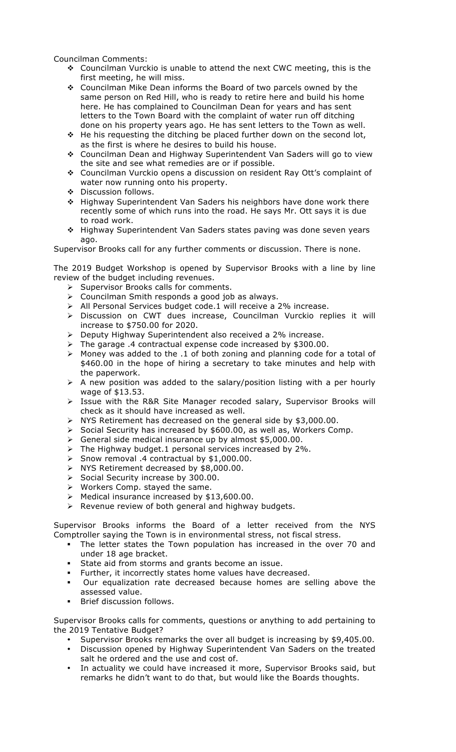Councilman Comments:

- Councilman Vurckio is unable to attend the next CWC meeting, this is the first meeting, he will miss.
- Councilman Mike Dean informs the Board of two parcels owned by the same person on Red Hill, who is ready to retire here and build his home here. He has complained to Councilman Dean for years and has sent letters to the Town Board with the complaint of water run off ditching done on his property years ago. He has sent letters to the Town as well.
- He his requesting the ditching be placed further down on the second lot, as the first is where he desires to build his house.
- Councilman Dean and Highway Superintendent Van Saders will go to view the site and see what remedies are or if possible.
- Councilman Vurckio opens a discussion on resident Ray Ott's complaint of water now running onto his property.
- Discussion follows.
- Highway Superintendent Van Saders his neighbors have done work there recently some of which runs into the road. He says Mr. Ott says it is due to road work.
- Highway Superintendent Van Saders states paving was done seven years ago.

Supervisor Brooks call for any further comments or discussion. There is none.

The 2019 Budget Workshop is opened by Supervisor Brooks with a line by line review of the budget including revenues.

- Supervisor Brooks calls for comments.
- Councilman Smith responds a good job as always.
- All Personal Services budget code.1 will receive a 2% increase.
- Discussion on CWT dues increase, Councilman Vurckio replies it will increase to $750.00 for 2020.
- Deputy Highway Superintendent also received a 2% increase.
- The garage .4 contractual expense code increased by $300.00.
- Money was added to the .1 of both zoning and planning code for a total of $460.00 in the hope of hiring a secretary to take minutes and help with the paperwork.
- A new position was added to the salary/position listing with a per hourly wage of $13.53.
- Issue with the R&R Site Manager recoded salary, Supervisor Brooks will check as it should have increased as well.
- NYS Retirement has decreased on the general side by $3,000.00.
- Social Security has increased by $600.00, as well as, Workers Comp.
- General side medical insurance up by almost $5,000.00.
- The Highway budget.1 personal services increased by 2%.
- Snow removal .4 contractual by $1,000.00.
- NYS Retirement decreased by $8,000.00.
- Social Security increase by 300.00.
- Workers Comp. stayed the same.
- Medical insurance increased by $13,600.00.
- Revenue review of both general and highway budgets.

Supervisor Brooks informs the Board of a letter received from the NYS Comptroller saying the Town is in environmental stress, not fiscal stress.

- The letter states the Town population has increased in the over 70 and under 18 age bracket.
- State aid from storms and grants become an issue.
- Further, it incorrectly states home values have decreased.
- Our equalization rate decreased because homes are selling above the assessed value.
- Brief discussion follows.

Supervisor Brooks calls for comments, questions or anything to add pertaining to the 2019 Tentative Budget?

- Supervisor Brooks remarks the over all budget is increasing by $9,405.00.
- Discussion opened by Highway Superintendent Van Saders on the treated salt he ordered and the use and cost of.
- In actuality we could have increased it more, Supervisor Brooks said, but remarks he didn't want to do that, but would like the Boards thoughts.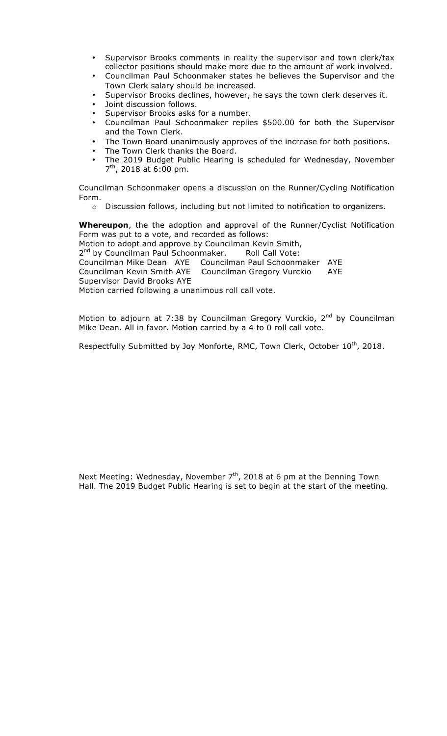- Supervisor Brooks comments in reality the supervisor and town clerk/tax collector positions should make more due to the amount of work involved.
- Councilman Paul Schoonmaker states he believes the Supervisor and the Town Clerk salary should be increased.
- Supervisor Brooks declines, however, he says the town clerk deserves it.
- Joint discussion follows.
- Supervisor Brooks asks for a number.
- Councilman Paul Schoonmaker replies $500.00 for both the Supervisor and the Town Clerk.
- The Town Board unanimously approves of the increase for both positions.
- The Town Clerk thanks the Board.
- The 2019 Budget Public Hearing is scheduled for Wednesday, November 7th, 2018 at 6:00 pm.

Councilman Schoonmaker opens a discussion on the Runner/Cycling Notification Form.

- Discussion follows, including but not limited to notification to organizers.

**Whereupon**, the the adoption and approval of the Runner/Cyclist Notification Form was put to a vote, and recorded as follows:
Motion to adopt and approve by Councilman Kevin Smith,
2nd by Councilman Paul Schoonmaker. Roll Call Vote:
Councilman Mike Dean AYE Councilman Paul Schoonmaker AYE
Councilman Kevin Smith AYE Councilman Gregory Vurckio AYE
Supervisor David Brooks AYE
Motion carried following a unanimous roll call vote.

Motion to adjourn at 7:38 by Councilman Gregory Vurckio, 2nd by Councilman Mike Dean. All in favor. Motion carried by a 4 to 0 roll call vote.

Respectfully Submitted by Joy Monforte, RMC, Town Clerk, October 10th, 2018.

Next Meeting: Wednesday, November 7th, 2018 at 6 pm at the Denning Town Hall. The 2019 Budget Public Hearing is set to begin at the start of the meeting.